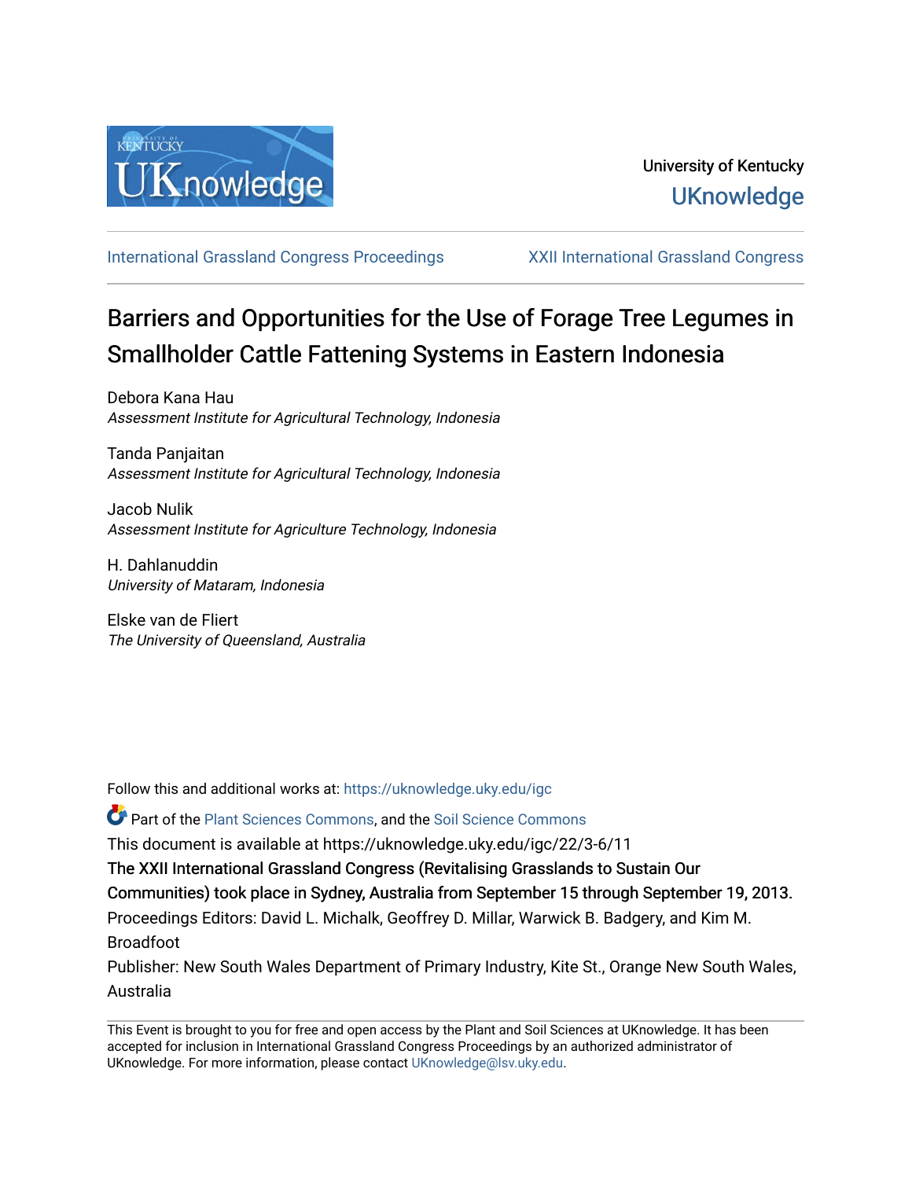University of Kentucky

UKnowledge

International Grassland Congress Proceedings | XXII International Grassland Congress

# Barriers and Opportunities for the Use of Forage Tree Legumes in Smallholder Cattle Fattening Systems in Eastern Indonesia

Debora Kana Hau
*Assessment Institute for Agricultural Technology, Indonesia*

Tanda Panjaitan
*Assessment Institute for Agricultural Technology, Indonesia*

Jacob Nulik
*Assessment Institute for Agriculture Technology, Indonesia*

H. Dahlanuddin
*University of Mataram, Indonesia*

Elske van de Fliert
*The University of Queensland, Australia*

Follow this and additional works at: https://uknowledge.uky.edu/igc

Part of the Plant Sciences Commons, and the Soil Science Commons

This document is available at https://uknowledge.uky.edu/igc/22/3-6/11

The XXII International Grassland Congress (Revitalising Grasslands to Sustain Our Communities) took place in Sydney, Australia from September 15 through September 19, 2013.

Proceedings Editors: David L. Michalk, Geoffrey D. Millar, Warwick B. Badgery, and Kim M. Broadfoot

Publisher: New South Wales Department of Primary Industry, Kite St., Orange New South Wales, Australia

This Event is brought to you for free and open access by the Plant and Soil Sciences at UKnowledge. It has been accepted for inclusion in International Grassland Congress Proceedings by an authorized administrator of UKnowledge. For more information, please contact UKnowledge@lsv.uky.edu.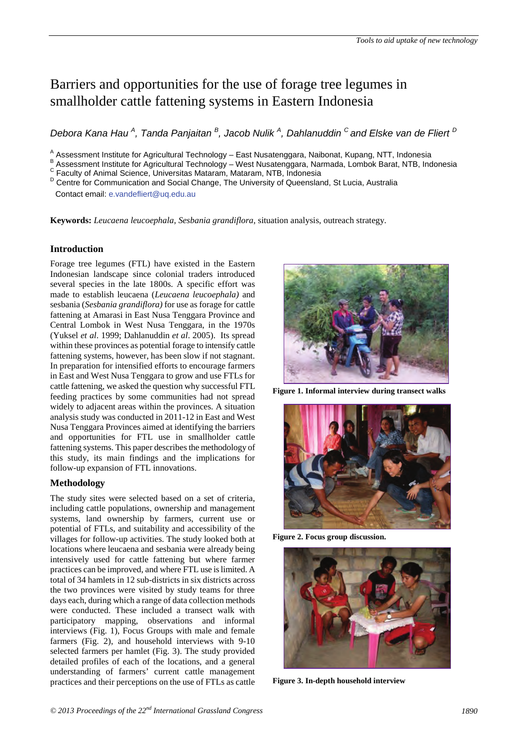# Barriers and opportunities for the use of forage tree legumes in smallholder cattle fattening systems in Eastern Indonesia

*Debora Kana Hau [A], Tanda Panjaitan [B], Jacob Nulik [A], Dahlanuddin [C] and Elske van de Fliert [D]*

[A] Assessment Institute for Agricultural Technology – East Nusatenggara, Naibonat, Kupang, NTT, Indonesia
[B] Assessment Institute for Agricultural Technology – West Nusatenggara, Narmada, Lombok Barat, NTB, Indonesia
[C] Faculty of Animal Science, Universitas Mataram, Mataram, NTB, Indonesia
[D] Centre for Communication and Social Change, The University of Queensland, St Lucia, Australia

Contact email: e.vandefliert@uq.edu.au

**Keywords:** *Leucaena leucoephala*, *Sesbania grandiflora*, situation analysis, outreach strategy.

## Introduction

Forage tree legumes (FTL) have existed in the Eastern Indonesian landscape since colonial traders introduced several species in the late 1800s. A specific effort was made to establish leucaena (*Leucaena leucoephala)* and sesbania (*Sesbania grandiflora)* for use as forage for cattle fattening at Amarasi in East Nusa Tenggara Province and Central Lombok in West Nusa Tenggara, in the 1970s (Yuksel *et al*. 1999; Dahlanuddin *et al*. 2005). Its spread within these provinces as potential forage to intensify cattle fattening systems, however, has been slow if not stagnant. In preparation for intensified efforts to encourage farmers in East and West Nusa Tenggara to grow and use FTLs for cattle fattening, we asked the question why successful FTL feeding practices by some communities had not spread widely to adjacent areas within the provinces. A situation analysis study was conducted in 2011-12 in East and West Nusa Tenggara Provinces aimed at identifying the barriers and opportunities for FTL use in smallholder cattle fattening systems. This paper describes the methodology of this study, its main findings and the implications for follow-up expansion of FTL innovations.

## Methodology

The study sites were selected based on a set of criteria, including cattle populations, ownership and management systems, land ownership by farmers, current use or potential of FTLs, and suitability and accessibility of the villages for follow-up activities. The study looked both at locations where leucaena and sesbania were already being intensively used for cattle fattening but where farmer practices can be improved, and where FTL use is limited. A total of 34 hamlets in 12 sub-districts in six districts across the two provinces were visited by study teams for three days each, during which a range of data collection methods were conducted. These included a transect walk with participatory mapping, observations and informal interviews (Fig. 1), Focus Groups with male and female farmers (Fig. 2), and household interviews with 9-10 selected farmers per hamlet (Fig. 3). The study provided detailed profiles of each of the locations, and a general understanding of farmers' current cattle management practices and their perceptions on the use of FTLs as cattle

**Figure 1. Informal interview during transect walks**

**Figure 2. Focus group discussion.**

**Figure 3. In-depth household interview**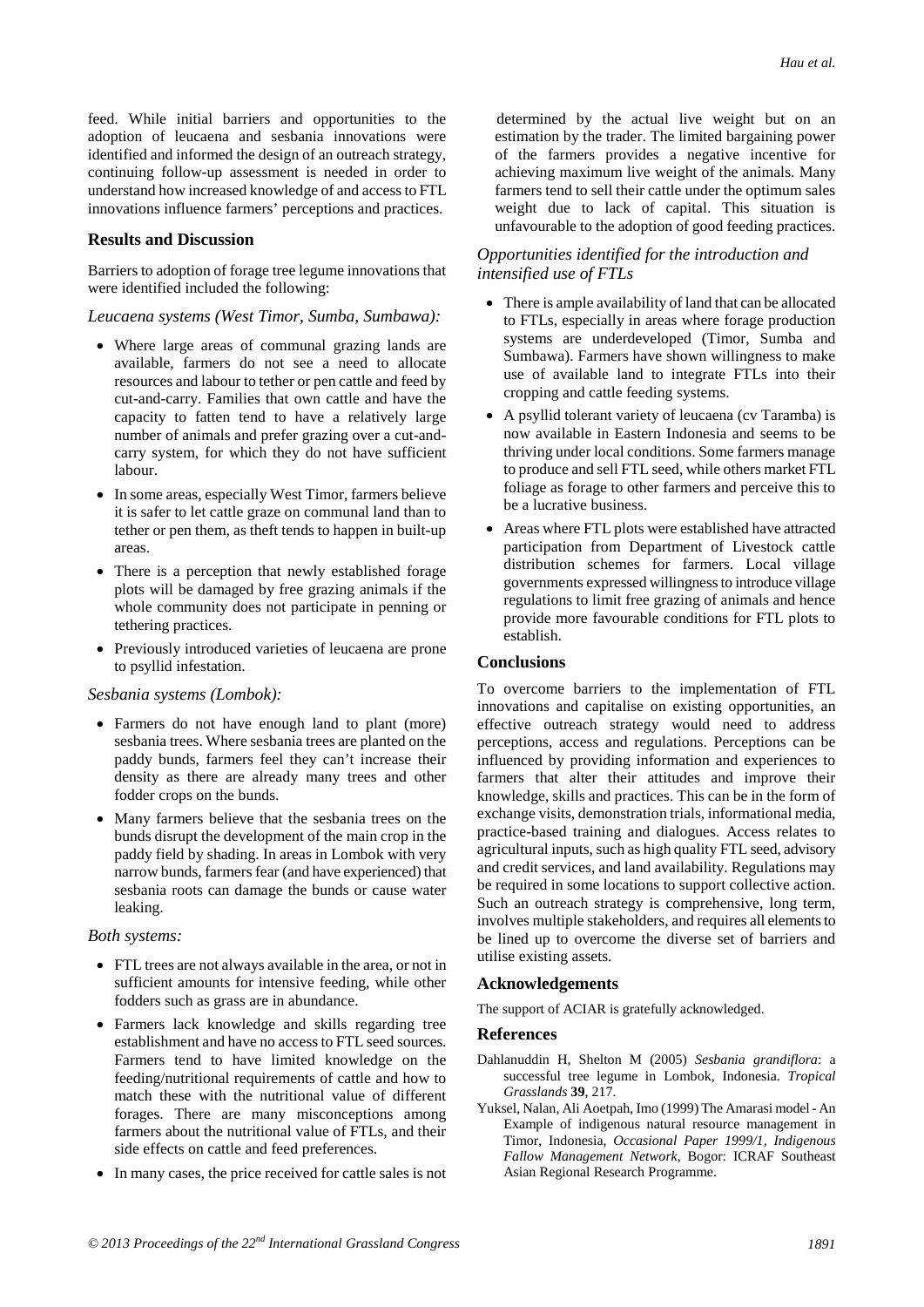feed. While initial barriers and opportunities to the adoption of leucaena and sesbania innovations were identified and informed the design of an outreach strategy, continuing follow-up assessment is needed in order to understand how increased knowledge of and access to FTL innovations influence farmers' perceptions and practices.

## Results and Discussion

Barriers to adoption of forage tree legume innovations that were identified included the following:

*Leucaena systems (West Timor, Sumba, Sumbawa):*

- Where large areas of communal grazing lands are available, farmers do not see a need to allocate resources and labour to tether or pen cattle and feed by cut-and-carry. Families that own cattle and have the capacity to fatten tend to have a relatively large number of animals and prefer grazing over a cut-and-carry system, for which they do not have sufficient labour.
- In some areas, especially West Timor, farmers believe it is safer to let cattle graze on communal land than to tether or pen them, as theft tends to happen in built-up areas.
- There is a perception that newly established forage plots will be damaged by free grazing animals if the whole community does not participate in penning or tethering practices.
- Previously introduced varieties of leucaena are prone to psyllid infestation.

*Sesbania systems (Lombok):*

- Farmers do not have enough land to plant (more) sesbania trees. Where sesbania trees are planted on the paddy bunds, farmers feel they can't increase their density as there are already many trees and other fodder crops on the bunds.
- Many farmers believe that the sesbania trees on the bunds disrupt the development of the main crop in the paddy field by shading. In areas in Lombok with very narrow bunds, farmers fear (and have experienced) that sesbania roots can damage the bunds or cause water leaking.

*Both systems:*

- FTL trees are not always available in the area, or not in sufficient amounts for intensive feeding, while other fodders such as grass are in abundance.
- Farmers lack knowledge and skills regarding tree establishment and have no access to FTL seed sources. Farmers tend to have limited knowledge on the feeding/nutritional requirements of cattle and how to match these with the nutritional value of different forages. There are many misconceptions among farmers about the nutritional value of FTLs, and their side effects on cattle and feed preferences.
- In many cases, the price received for cattle sales is not determined by the actual live weight but on an estimation by the trader. The limited bargaining power of the farmers provides a negative incentive for achieving maximum live weight of the animals. Many farmers tend to sell their cattle under the optimum sales weight due to lack of capital. This situation is unfavourable to the adoption of good feeding practices.

*Opportunities identified for the introduction and intensified use of FTLs*

- There is ample availability of land that can be allocated to FTLs, especially in areas where forage production systems are underdeveloped (Timor, Sumba and Sumbawa). Farmers have shown willingness to make use of available land to integrate FTLs into their cropping and cattle feeding systems.
- A psyllid tolerant variety of leucaena (cv Taramba) is now available in Eastern Indonesia and seems to be thriving under local conditions. Some farmers manage to produce and sell FTL seed, while others market FTL foliage as forage to other farmers and perceive this to be a lucrative business.
- Areas where FTL plots were established have attracted participation from Department of Livestock cattle distribution schemes for farmers. Local village governments expressed willingness to introduce village regulations to limit free grazing of animals and hence provide more favourable conditions for FTL plots to establish.

## Conclusions

To overcome barriers to the implementation of FTL innovations and capitalise on existing opportunities, an effective outreach strategy would need to address perceptions, access and regulations. Perceptions can be influenced by providing information and experiences to farmers that alter their attitudes and improve their knowledge, skills and practices. This can be in the form of exchange visits, demonstration trials, informational media, practice-based training and dialogues. Access relates to agricultural inputs, such as high quality FTL seed, advisory and credit services, and land availability. Regulations may be required in some locations to support collective action. Such an outreach strategy is comprehensive, long term, involves multiple stakeholders, and requires all elements to be lined up to overcome the diverse set of barriers and utilise existing assets.

## Acknowledgements

The support of ACIAR is gratefully acknowledged.

## References

Dahlanuddin H, Shelton M (2005) *Sesbania grandiflora*: a successful tree legume in Lombok, Indonesia. *Tropical Grasslands* **39**, 217.

Yuksel, Nalan, Ali Aoetpah, Imo (1999) The Amarasi model - An Example of indigenous natural resource management in Timor, Indonesia, *Occasional Paper 1999/1, Indigenous Fallow Management Network*, Bogor: ICRAF Southeast Asian Regional Research Programme.